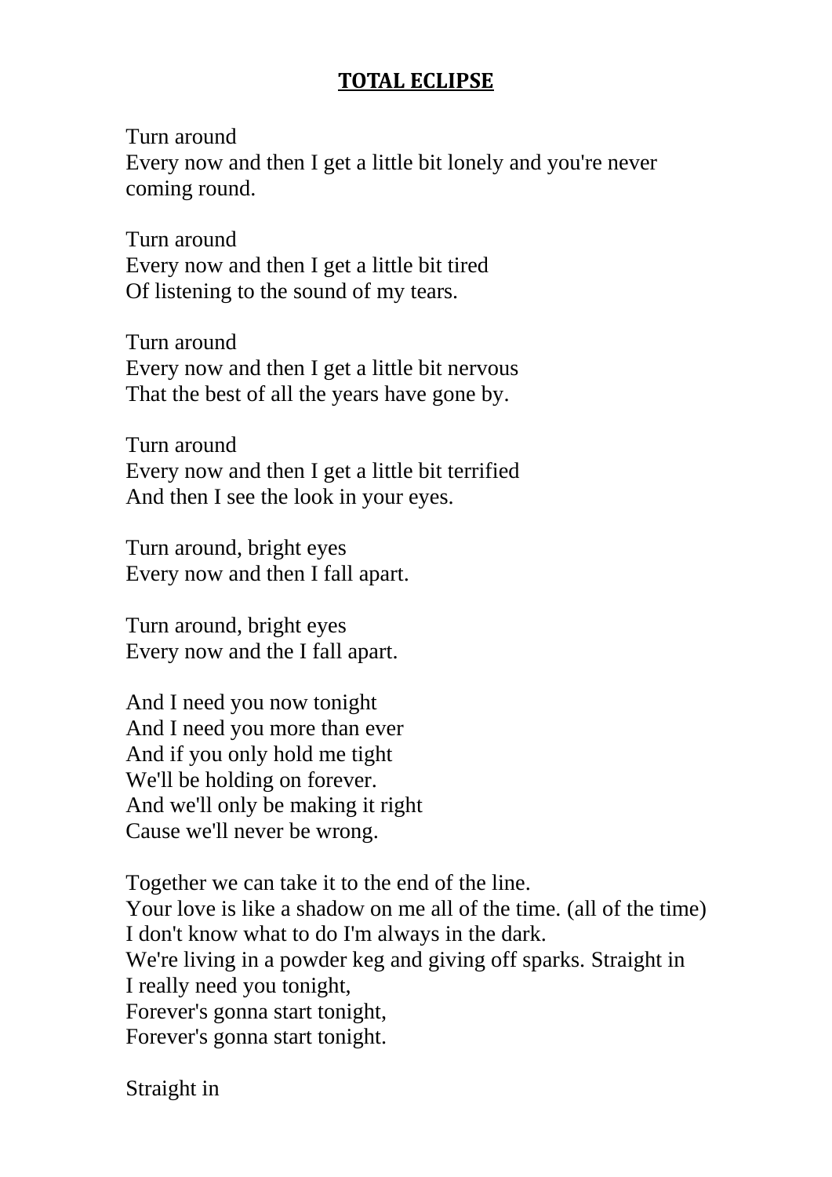# TOTAL ECLIPSE

Turn around  
Every now and then I get a little bit lonely and you're never coming round.

Turn around  
Every now and then I get a little bit tired  
Of listening to the sound of my tears.

Turn around  
Every now and then I get a little bit nervous  
That the best of all the years have gone by.

Turn around  
Every now and then I get a little bit terrified  
And then I see the look in your eyes.

Turn around, bright eyes  
Every now and then I fall apart.

Turn around, bright eyes  
Every now and the I fall apart.

And I need you now tonight  
And I need you more than ever  
And if you only hold me tight  
We'll be holding on forever.  
And we'll only be making it right  
Cause we'll never be wrong.

Together we can take it to the end of the line.  
Your love is like a shadow on me all of the time. (all of the time)  
I don't know what to do I'm always in the dark.  
We're living in a powder keg and giving off sparks. Straight in  
I really need you tonight,  
Forever's gonna start tonight,  
Forever's gonna start tonight.

Straight in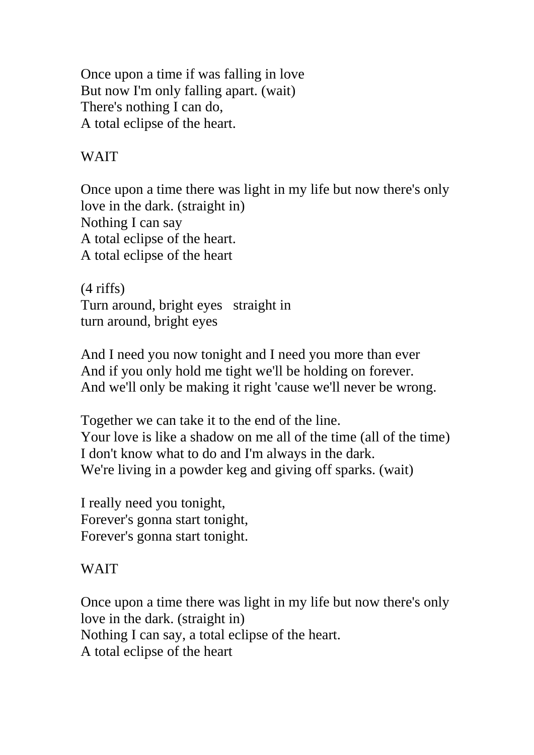Once upon a time if was falling in love
But now I'm only falling apart. (wait)
There's nothing I can do,
A total eclipse of the heart.

WAIT

Once upon a time there was light in my life but now there's only love in the dark. (straight in)
Nothing I can say
A total eclipse of the heart.
A total eclipse of the heart

(4 riffs)
Turn around, bright eyes   straight in
turn around, bright eyes

And I need you now tonight and I need you more than ever
And if you only hold me tight we'll be holding on forever.
And we'll only be making it right 'cause we'll never be wrong.

Together we can take it to the end of the line.
Your love is like a shadow on me all of the time (all of the time)
I don't know what to do and I'm always in the dark.
We're living in a powder keg and giving off sparks. (wait)

I really need you tonight,
Forever's gonna start tonight,
Forever's gonna start tonight.

WAIT

Once upon a time there was light in my life but now there's only love in the dark. (straight in)
Nothing I can say, a total eclipse of the heart.
A total eclipse of the heart